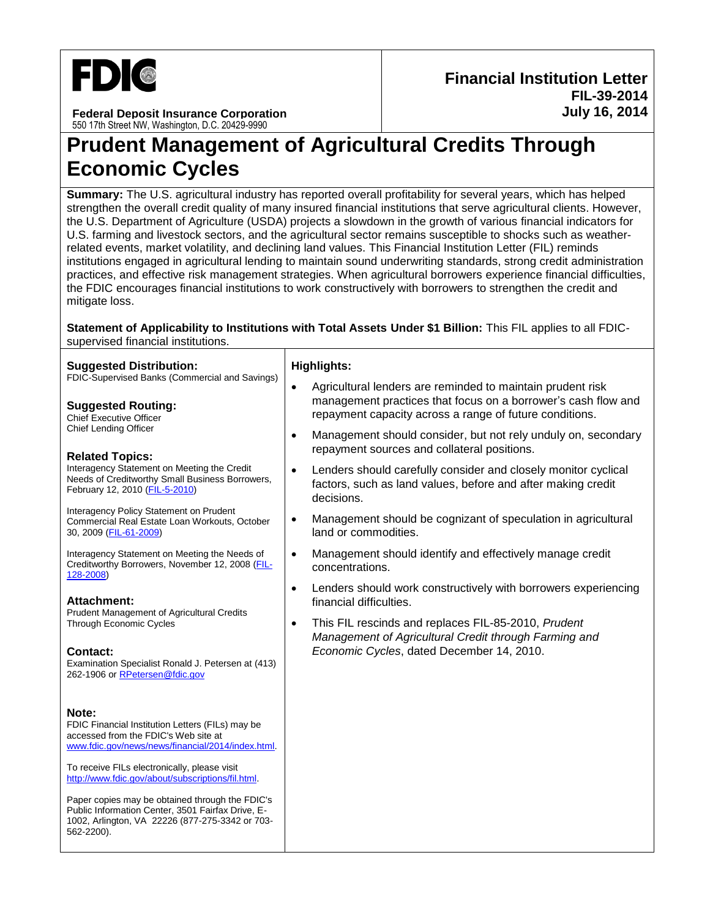FDIC

**Federal Deposit Insurance Corporation**
550 17th Street NW, Washington, D.C. 20429-9990

**Financial Institution Letter**
**FIL-39-2014**
**July 16, 2014**

# Prudent Management of Agricultural Credits Through Economic Cycles

**Summary:** The U.S. agricultural industry has reported overall profitability for several years, which has helped strengthen the overall credit quality of many insured financial institutions that serve agricultural clients. However, the U.S. Department of Agriculture (USDA) projects a slowdown in the growth of various financial indicators for U.S. farming and livestock sectors, and the agricultural sector remains susceptible to shocks such as weather-related events, market volatility, and declining land values. This Financial Institution Letter (FIL) reminds institutions engaged in agricultural lending to maintain sound underwriting standards, strong credit administration practices, and effective risk management strategies. When agricultural borrowers experience financial difficulties, the FDIC encourages financial institutions to work constructively with borrowers to strengthen the credit and mitigate loss.

**Statement of Applicability to Institutions with Total Assets Under $1 Billion:** This FIL applies to all FDIC-supervised financial institutions.

**Suggested Distribution:**
FDIC-Supervised Banks (Commercial and Savings)

**Suggested Routing:**
Chief Executive Officer
Chief Lending Officer

**Related Topics:**
Interagency Statement on Meeting the Credit Needs of Creditworthy Small Business Borrowers, February 12, 2010 (FIL-5-2010)

Interagency Policy Statement on Prudent Commercial Real Estate Loan Workouts, October 30, 2009 (FIL-61-2009)

Interagency Statement on Meeting the Needs of Creditworthy Borrowers, November 12, 2008 (FIL-128-2008)

**Attachment:**
Prudent Management of Agricultural Credits Through Economic Cycles

**Contact:**
Examination Specialist Ronald J. Petersen at (413) 262-1906 or RPetersen@fdic.gov

**Note:**
FDIC Financial Institution Letters (FILs) may be accessed from the FDIC's Web site at www.fdic.gov/news/news/financial/2014/index.html.

To receive FILs electronically, please visit http://www.fdic.gov/about/subscriptions/fil.html.

Paper copies may be obtained through the FDIC's Public Information Center, 3501 Fairfax Drive, E-1002, Arlington, VA 22226 (877-275-3342 or 703-562-2200).

**Highlights:**

- Agricultural lenders are reminded to maintain prudent risk management practices that focus on a borrower's cash flow and repayment capacity across a range of future conditions.
- Management should consider, but not rely unduly on, secondary repayment sources and collateral positions.
- Lenders should carefully consider and closely monitor cyclical factors, such as land values, before and after making credit decisions.
- Management should be cognizant of speculation in agricultural land or commodities.
- Management should identify and effectively manage credit concentrations.
- Lenders should work constructively with borrowers experiencing financial difficulties.
- This FIL rescinds and replaces FIL-85-2010, *Prudent Management of Agricultural Credit through Farming and Economic Cycles*, dated December 14, 2010.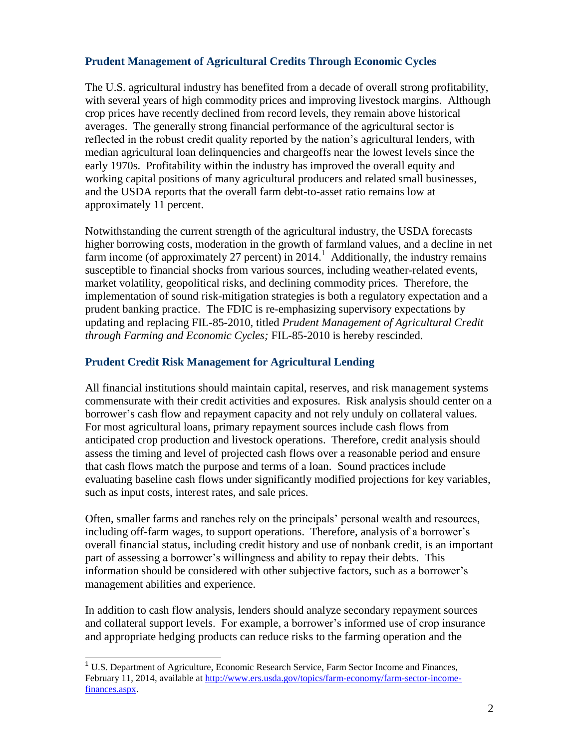### Prudent Management of Agricultural Credits Through Economic Cycles

The U.S. agricultural industry has benefited from a decade of overall strong profitability, with several years of high commodity prices and improving livestock margins. Although crop prices have recently declined from record levels, they remain above historical averages. The generally strong financial performance of the agricultural sector is reflected in the robust credit quality reported by the nation's agricultural lenders, with median agricultural loan delinquencies and chargeoffs near the lowest levels since the early 1970s. Profitability within the industry has improved the overall equity and working capital positions of many agricultural producers and related small businesses, and the USDA reports that the overall farm debt-to-asset ratio remains low at approximately 11 percent.

Notwithstanding the current strength of the agricultural industry, the USDA forecasts higher borrowing costs, moderation in the growth of farmland values, and a decline in net farm income (of approximately 27 percent) in 2014.[1] Additionally, the industry remains susceptible to financial shocks from various sources, including weather-related events, market volatility, geopolitical risks, and declining commodity prices. Therefore, the implementation of sound risk-mitigation strategies is both a regulatory expectation and a prudent banking practice. The FDIC is re-emphasizing supervisory expectations by updating and replacing FIL-85-2010, titled *Prudent Management of Agricultural Credit through Farming and Economic Cycles;* FIL-85-2010 is hereby rescinded.

### Prudent Credit Risk Management for Agricultural Lending

All financial institutions should maintain capital, reserves, and risk management systems commensurate with their credit activities and exposures. Risk analysis should center on a borrower's cash flow and repayment capacity and not rely unduly on collateral values. For most agricultural loans, primary repayment sources include cash flows from anticipated crop production and livestock operations. Therefore, credit analysis should assess the timing and level of projected cash flows over a reasonable period and ensure that cash flows match the purpose and terms of a loan. Sound practices include evaluating baseline cash flows under significantly modified projections for key variables, such as input costs, interest rates, and sale prices.

Often, smaller farms and ranches rely on the principals' personal wealth and resources, including off-farm wages, to support operations. Therefore, analysis of a borrower's overall financial status, including credit history and use of nonbank credit, is an important part of assessing a borrower's willingness and ability to repay their debts. This information should be considered with other subjective factors, such as a borrower's management abilities and experience.

In addition to cash flow analysis, lenders should analyze secondary repayment sources and collateral support levels. For example, a borrower's informed use of crop insurance and appropriate hedging products can reduce risks to the farming operation and the

---

[1] U.S. Department of Agriculture, Economic Research Service, Farm Sector Income and Finances, February 11, 2014, available at http://www.ers.usda.gov/topics/farm-economy/farm-sector-income-finances.aspx.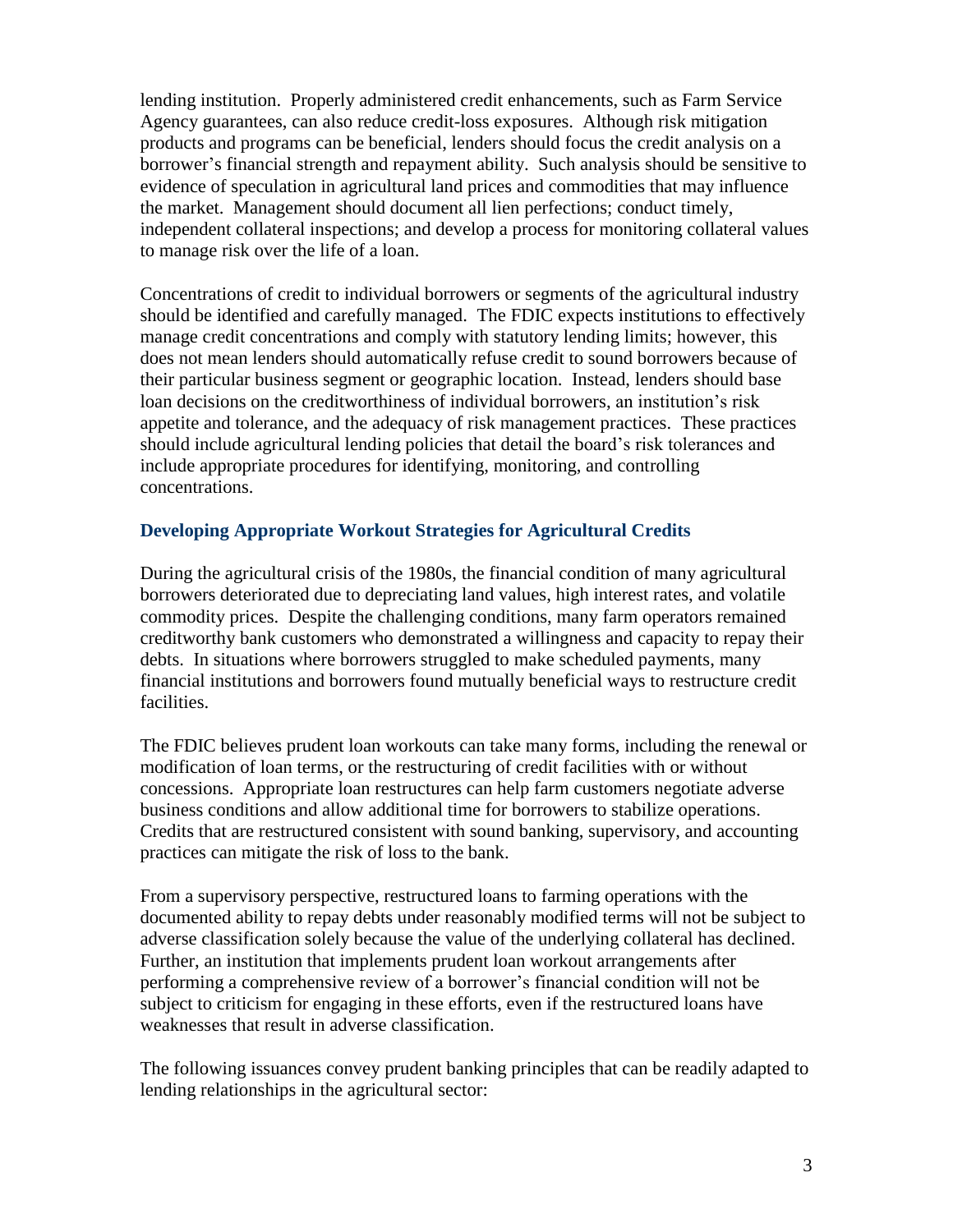lending institution. Properly administered credit enhancements, such as Farm Service Agency guarantees, can also reduce credit-loss exposures. Although risk mitigation products and programs can be beneficial, lenders should focus the credit analysis on a borrower's financial strength and repayment ability. Such analysis should be sensitive to evidence of speculation in agricultural land prices and commodities that may influence the market. Management should document all lien perfections; conduct timely, independent collateral inspections; and develop a process for monitoring collateral values to manage risk over the life of a loan.

Concentrations of credit to individual borrowers or segments of the agricultural industry should be identified and carefully managed. The FDIC expects institutions to effectively manage credit concentrations and comply with statutory lending limits; however, this does not mean lenders should automatically refuse credit to sound borrowers because of their particular business segment or geographic location. Instead, lenders should base loan decisions on the creditworthiness of individual borrowers, an institution's risk appetite and tolerance, and the adequacy of risk management practices. These practices should include agricultural lending policies that detail the board's risk tolerances and include appropriate procedures for identifying, monitoring, and controlling concentrations.

### Developing Appropriate Workout Strategies for Agricultural Credits

During the agricultural crisis of the 1980s, the financial condition of many agricultural borrowers deteriorated due to depreciating land values, high interest rates, and volatile commodity prices. Despite the challenging conditions, many farm operators remained creditworthy bank customers who demonstrated a willingness and capacity to repay their debts. In situations where borrowers struggled to make scheduled payments, many financial institutions and borrowers found mutually beneficial ways to restructure credit facilities.

The FDIC believes prudent loan workouts can take many forms, including the renewal or modification of loan terms, or the restructuring of credit facilities with or without concessions. Appropriate loan restructures can help farm customers negotiate adverse business conditions and allow additional time for borrowers to stabilize operations. Credits that are restructured consistent with sound banking, supervisory, and accounting practices can mitigate the risk of loss to the bank.

From a supervisory perspective, restructured loans to farming operations with the documented ability to repay debts under reasonably modified terms will not be subject to adverse classification solely because the value of the underlying collateral has declined. Further, an institution that implements prudent loan workout arrangements after performing a comprehensive review of a borrower's financial condition will not be subject to criticism for engaging in these efforts, even if the restructured loans have weaknesses that result in adverse classification.

The following issuances convey prudent banking principles that can be readily adapted to lending relationships in the agricultural sector: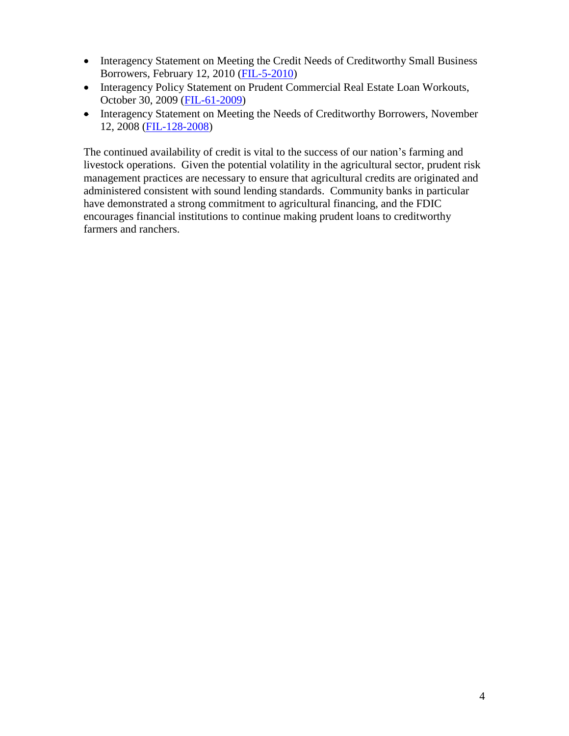- Interagency Statement on Meeting the Credit Needs of Creditworthy Small Business Borrowers, February 12, 2010 (FIL-5-2010)
- Interagency Policy Statement on Prudent Commercial Real Estate Loan Workouts, October 30, 2009 (FIL-61-2009)
- Interagency Statement on Meeting the Needs of Creditworthy Borrowers, November 12, 2008 (FIL-128-2008)

The continued availability of credit is vital to the success of our nation's farming and livestock operations. Given the potential volatility in the agricultural sector, prudent risk management practices are necessary to ensure that agricultural credits are originated and administered consistent with sound lending standards. Community banks in particular have demonstrated a strong commitment to agricultural financing, and the FDIC encourages financial institutions to continue making prudent loans to creditworthy farmers and ranchers.